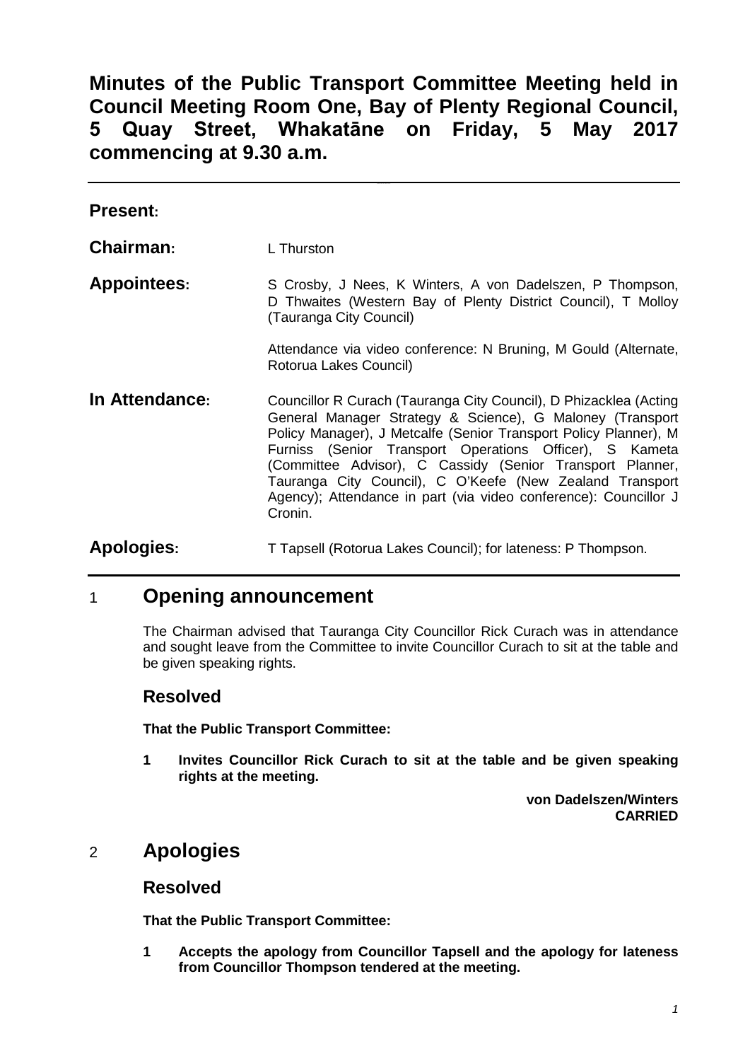# Minutes of the Public Transport Committee Meeting held in Council Meeting Room One, Bay of Plenty Regional Council, 5 Quay Street, Whakatāne on Friday, 5 May 2017 commencing at 9.30 a.m.

---

**Present:**

**Chairman:** L Thurston

**Appointees:** S Crosby, J Nees, K Winters, A von Dadelszen, P Thompson, D Thwaites (Western Bay of Plenty District Council), T Molloy (Tauranga City Council)

Attendance via video conference: N Bruning, M Gould (Alternate, Rotorua Lakes Council)

**In Attendance:** Councillor R Curach (Tauranga City Council), D Phizacklea (Acting General Manager Strategy & Science), G Maloney (Transport Policy Manager), J Metcalfe (Senior Transport Policy Planner), M Furniss (Senior Transport Operations Officer), S Kameta (Committee Advisor), C Cassidy (Senior Transport Planner, Tauranga City Council), C O'Keefe (New Zealand Transport Agency); Attendance in part (via video conference): Councillor J Cronin.

**Apologies:** T Tapsell (Rotorua Lakes Council); for lateness: P Thompson.

---

## 1 Opening announcement

The Chairman advised that Tauranga City Councillor Rick Curach was in attendance and sought leave from the Committee to invite Councillor Curach to sit at the table and be given speaking rights.

### Resolved

**That the Public Transport Committee:**

**1 Invites Councillor Rick Curach to sit at the table and be given speaking rights at the meeting.**

**von Dadelszen/Winters**
**CARRIED**

## 2 Apologies

### Resolved

**That the Public Transport Committee:**

**1 Accepts the apology from Councillor Tapsell and the apology for lateness from Councillor Thompson tendered at the meeting.**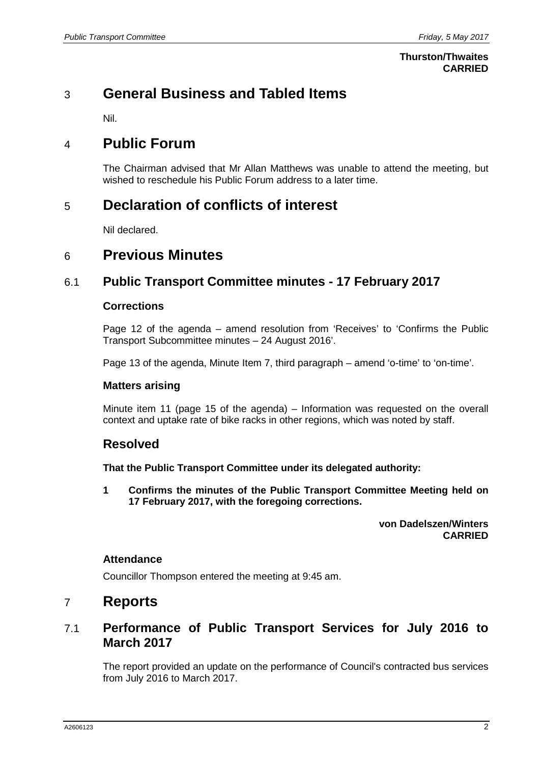**Thurston/Thwaites**
**CARRIED**

# 3 General Business and Tabled Items

Nil.

# 4 Public Forum

The Chairman advised that Mr Allan Matthews was unable to attend the meeting, but wished to reschedule his Public Forum address to a later time.

# 5 Declaration of conflicts of interest

Nil declared.

# 6 Previous Minutes

## 6.1 Public Transport Committee minutes - 17 February 2017

### Corrections

Page 12 of the agenda – amend resolution from 'Receives' to 'Confirms the Public Transport Subcommittee minutes – 24 August 2016'.

Page 13 of the agenda, Minute Item 7, third paragraph – amend 'o-time' to 'on-time'.

### Matters arising

Minute item 11 (page 15 of the agenda) – Information was requested on the overall context and uptake rate of bike racks in other regions, which was noted by staff.

## Resolved

**That the Public Transport Committee under its delegated authority:**

**1 Confirms the minutes of the Public Transport Committee Meeting held on 17 February 2017, with the foregoing corrections.**

**von Dadelszen/Winters**
**CARRIED**

### Attendance

Councillor Thompson entered the meeting at 9:45 am.

# 7 Reports

## 7.1 Performance of Public Transport Services for July 2016 to March 2017

The report provided an update on the performance of Council's contracted bus services from July 2016 to March 2017.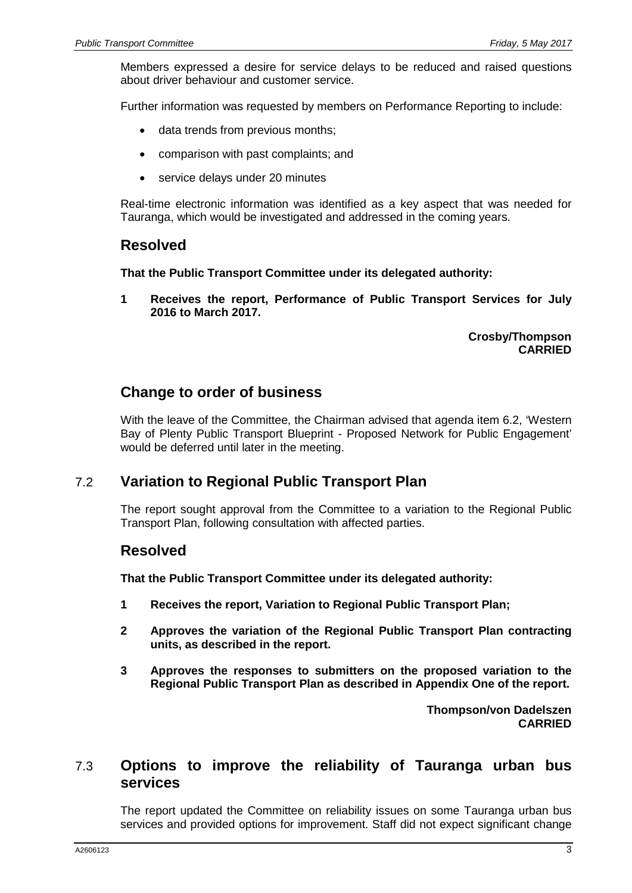Members expressed a desire for service delays to be reduced and raised questions about driver behaviour and customer service.

Further information was requested by members on Performance Reporting to include:

- data trends from previous months;
- comparison with past complaints; and
- service delays under 20 minutes

Real-time electronic information was identified as a key aspect that was needed for Tauranga, which would be investigated and addressed in the coming years.

## Resolved

**That the Public Transport Committee under its delegated authority:**

**1 Receives the report, Performance of Public Transport Services for July 2016 to March 2017.**

**Crosby/Thompson**
**CARRIED**

## Change to order of business

With the leave of the Committee, the Chairman advised that agenda item 6.2, 'Western Bay of Plenty Public Transport Blueprint - Proposed Network for Public Engagement' would be deferred until later in the meeting.

## 7.2 Variation to Regional Public Transport Plan

The report sought approval from the Committee to a variation to the Regional Public Transport Plan, following consultation with affected parties.

## Resolved

**That the Public Transport Committee under its delegated authority:**

**1 Receives the report, Variation to Regional Public Transport Plan;**

**2 Approves the variation of the Regional Public Transport Plan contracting units, as described in the report.**

**3 Approves the responses to submitters on the proposed variation to the Regional Public Transport Plan as described in Appendix One of the report.**

**Thompson/von Dadelszen**
**CARRIED**

## 7.3 Options to improve the reliability of Tauranga urban bus services

The report updated the Committee on reliability issues on some Tauranga urban bus services and provided options for improvement. Staff did not expect significant change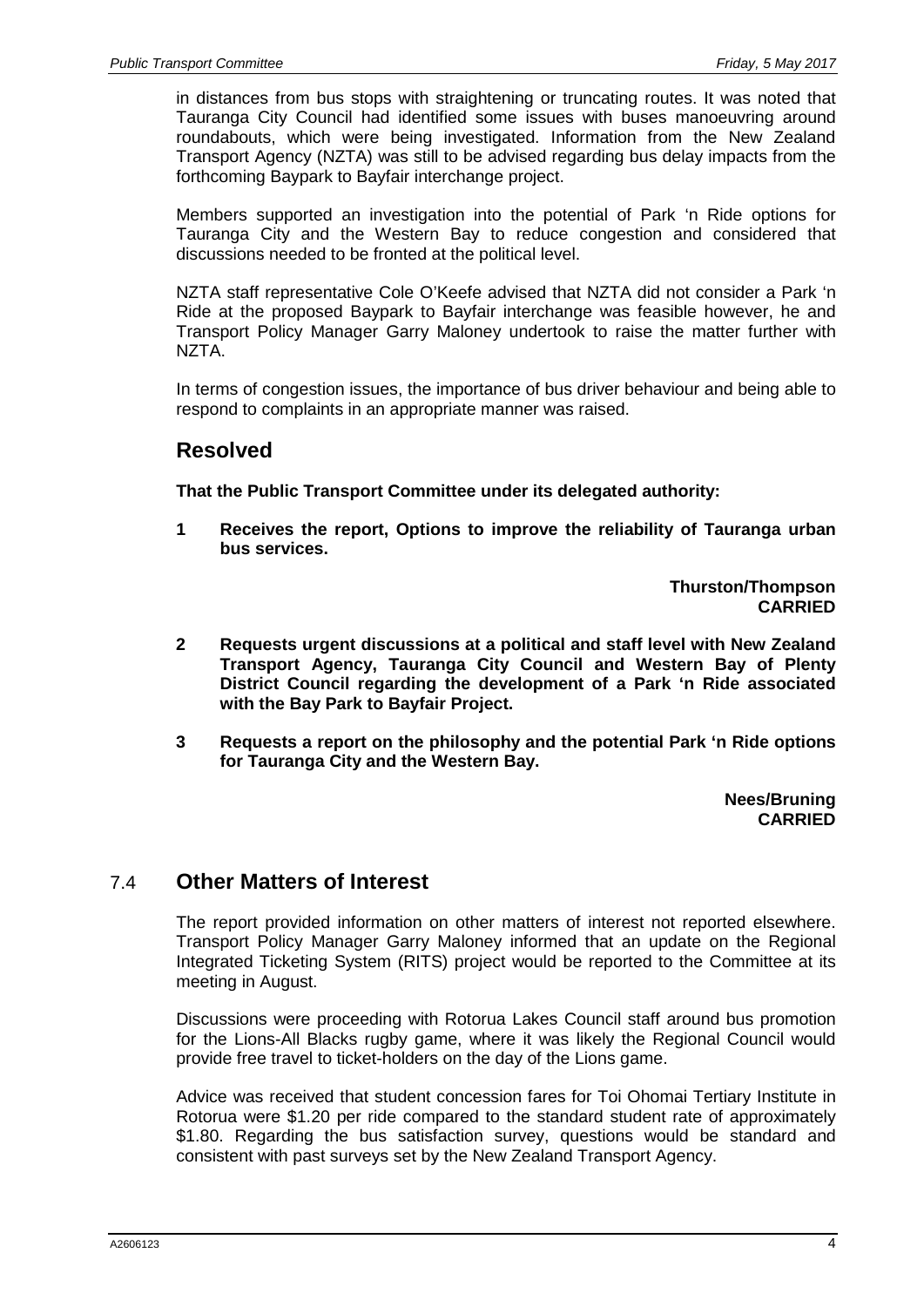in distances from bus stops with straightening or truncating routes. It was noted that Tauranga City Council had identified some issues with buses manoeuvring around roundabouts, which were being investigated. Information from the New Zealand Transport Agency (NZTA) was still to be advised regarding bus delay impacts from the forthcoming Baypark to Bayfair interchange project.

Members supported an investigation into the potential of Park 'n Ride options for Tauranga City and the Western Bay to reduce congestion and considered that discussions needed to be fronted at the political level.

NZTA staff representative Cole O'Keefe advised that NZTA did not consider a Park 'n Ride at the proposed Baypark to Bayfair interchange was feasible however, he and Transport Policy Manager Garry Maloney undertook to raise the matter further with NZTA.

In terms of congestion issues, the importance of bus driver behaviour and being able to respond to complaints in an appropriate manner was raised.

## Resolved

**That the Public Transport Committee under its delegated authority:**

**1 Receives the report, Options to improve the reliability of Tauranga urban bus services.**

**Thurston/Thompson**
**CARRIED**

**2 Requests urgent discussions at a political and staff level with New Zealand Transport Agency, Tauranga City Council and Western Bay of Plenty District Council regarding the development of a Park 'n Ride associated with the Bay Park to Bayfair Project.**

**3 Requests a report on the philosophy and the potential Park 'n Ride options for Tauranga City and the Western Bay.**

**Nees/Bruning**
**CARRIED**

## 7.4 Other Matters of Interest

The report provided information on other matters of interest not reported elsewhere. Transport Policy Manager Garry Maloney informed that an update on the Regional Integrated Ticketing System (RITS) project would be reported to the Committee at its meeting in August.

Discussions were proceeding with Rotorua Lakes Council staff around bus promotion for the Lions-All Blacks rugby game, where it was likely the Regional Council would provide free travel to ticket-holders on the day of the Lions game.

Advice was received that student concession fares for Toi Ohomai Tertiary Institute in Rotorua were $1.20 per ride compared to the standard student rate of approximately $1.80. Regarding the bus satisfaction survey, questions would be standard and consistent with past surveys set by the New Zealand Transport Agency.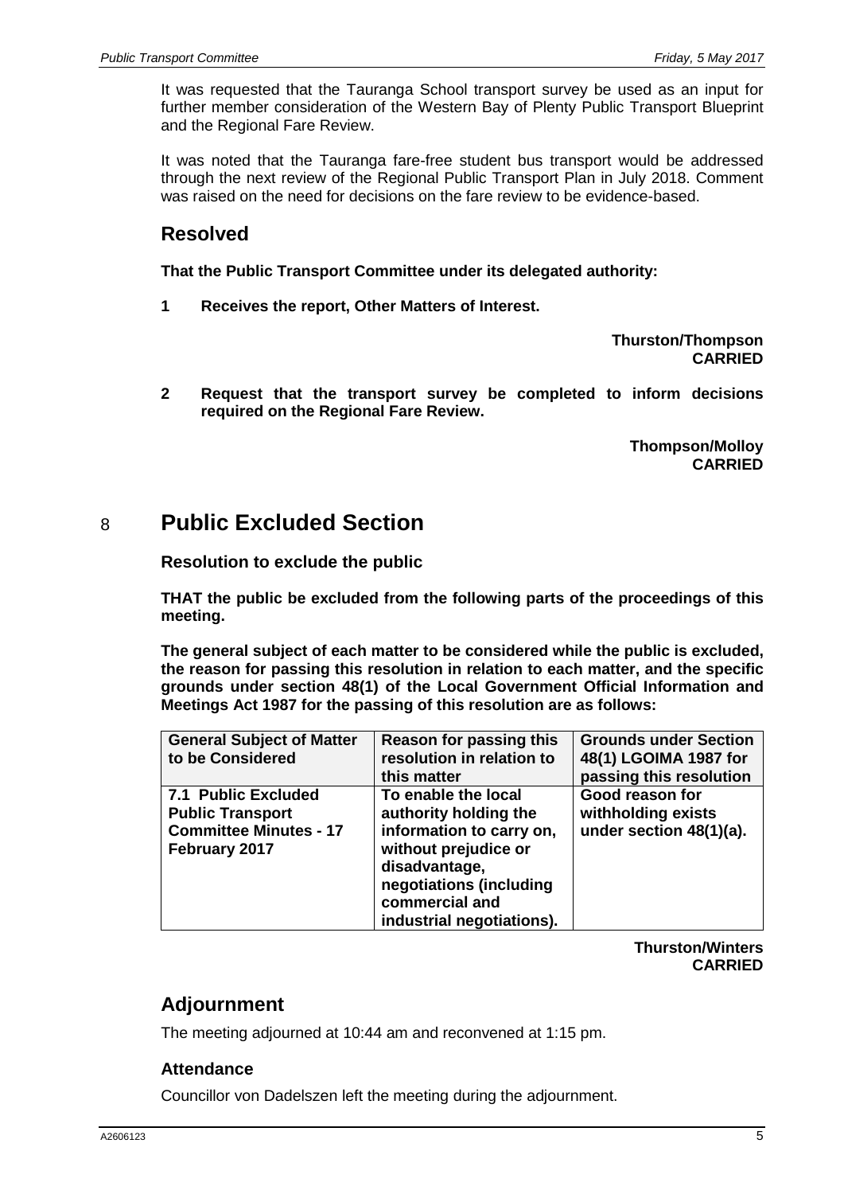It was requested that the Tauranga School transport survey be used as an input for further member consideration of the Western Bay of Plenty Public Transport Blueprint and the Regional Fare Review.

It was noted that the Tauranga fare-free student bus transport would be addressed through the next review of the Regional Public Transport Plan in July 2018. Comment was raised on the need for decisions on the fare review to be evidence-based.

## Resolved

**That the Public Transport Committee under its delegated authority:**

**1 Receives the report, Other Matters of Interest.**

**Thurston/Thompson**
**CARRIED**

**2 Request that the transport survey be completed to inform decisions required on the Regional Fare Review.**

**Thompson/Molloy**
**CARRIED**

# 8 Public Excluded Section

### Resolution to exclude the public

**THAT the public be excluded from the following parts of the proceedings of this meeting.**

**The general subject of each matter to be considered while the public is excluded, the reason for passing this resolution in relation to each matter, and the specific grounds under section 48(1) of the Local Government Official Information and Meetings Act 1987 for the passing of this resolution are as follows:**

| General Subject of Matter to be Considered | Reason for passing this resolution in relation to this matter | Grounds under Section 48(1) LGOIMA 1987 for passing this resolution |
|---|---|---|
| **7.1 Public Excluded Public Transport Committee Minutes - 17 February 2017** | **To enable the local authority holding the information to carry on, without prejudice or disadvantage, negotiations (including commercial and industrial negotiations).** | **Good reason for withholding exists under section 48(1)(a).** |

**Thurston/Winters**
**CARRIED**

## Adjournment

The meeting adjourned at 10:44 am and reconvened at 1:15 pm.

### Attendance

Councillor von Dadelszen left the meeting during the adjournment.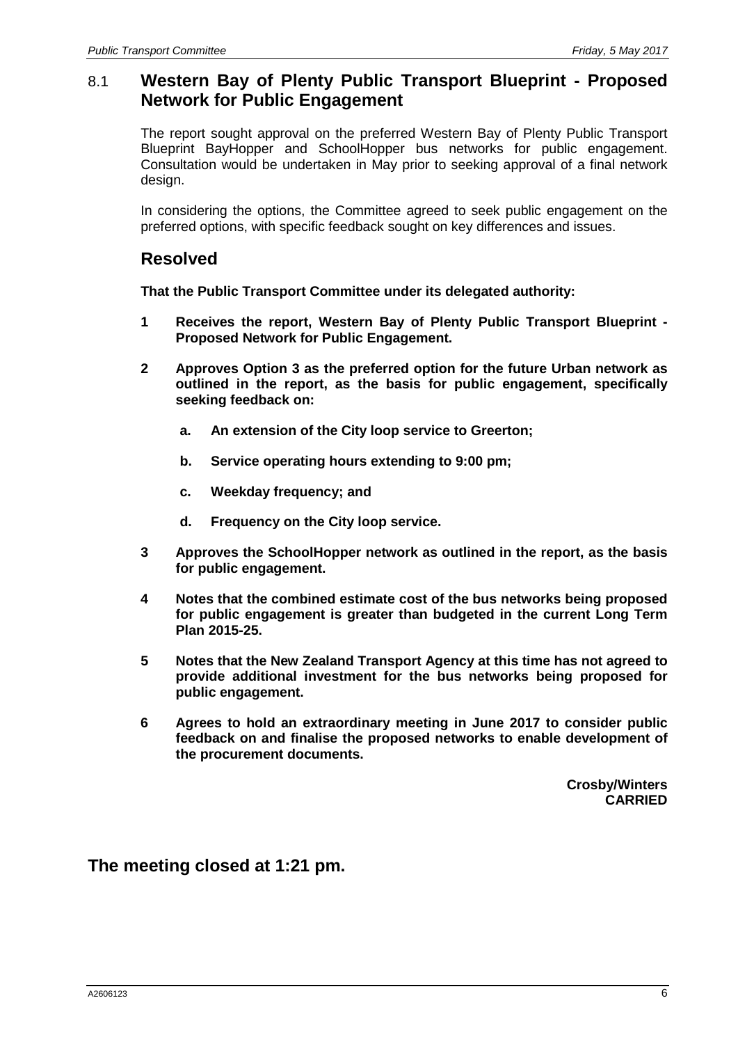## 8.1 Western Bay of Plenty Public Transport Blueprint - Proposed Network for Public Engagement

The report sought approval on the preferred Western Bay of Plenty Public Transport Blueprint BayHopper and SchoolHopper bus networks for public engagement. Consultation would be undertaken in May prior to seeking approval of a final network design.

In considering the options, the Committee agreed to seek public engagement on the preferred options, with specific feedback sought on key differences and issues.

## Resolved

**That the Public Transport Committee under its delegated authority:**

**1 Receives the report, Western Bay of Plenty Public Transport Blueprint - Proposed Network for Public Engagement.**

**2 Approves Option 3 as the preferred option for the future Urban network as outlined in the report, as the basis for public engagement, specifically seeking feedback on:**

- **a. An extension of the City loop service to Greerton;**
- **b. Service operating hours extending to 9:00 pm;**
- **c. Weekday frequency; and**
- **d. Frequency on the City loop service.**

**3 Approves the SchoolHopper network as outlined in the report, as the basis for public engagement.**

**4 Notes that the combined estimate cost of the bus networks being proposed for public engagement is greater than budgeted in the current Long Term Plan 2015-25.**

**5 Notes that the New Zealand Transport Agency at this time has not agreed to provide additional investment for the bus networks being proposed for public engagement.**

**6 Agrees to hold an extraordinary meeting in June 2017 to consider public feedback on and finalise the proposed networks to enable development of the procurement documents.**

**Crosby/Winters**
**CARRIED**

## The meeting closed at 1:21 pm.